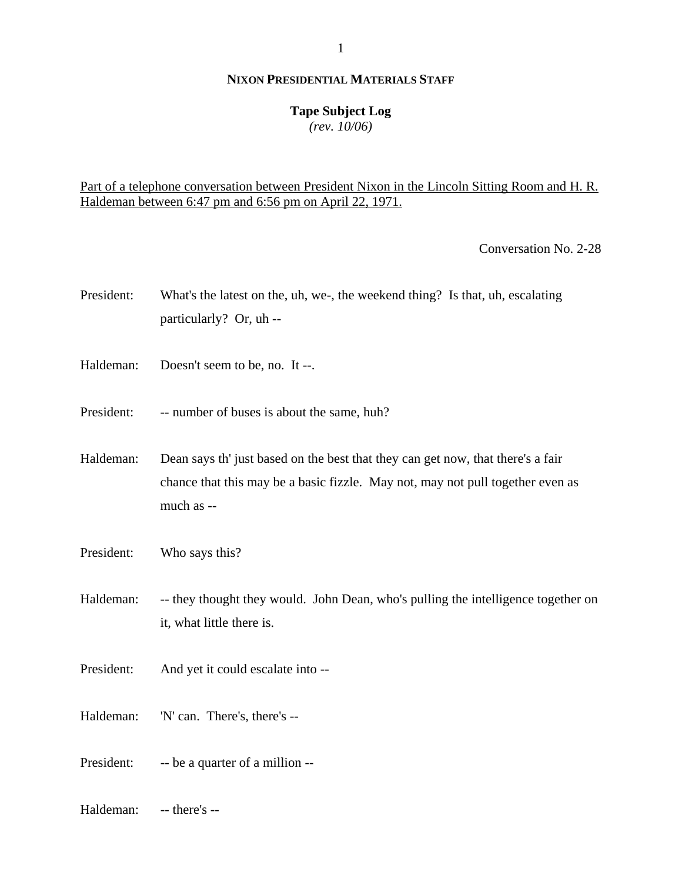**NIXON PRESIDENTIAL MATERIALS STAFF**

**Tape Subject Log**
*(rev. 10/06)*

Part of a telephone conversation between President Nixon in the Lincoln Sitting Room and H. R. Haldeman between 6:47 pm and 6:56 pm on April 22, 1971.

Conversation No. 2-28

President: What's the latest on the, uh, we-, the weekend thing? Is that, uh, escalating particularly? Or, uh --

Haldeman: Doesn't seem to be, no. It --.

President: -- number of buses is about the same, huh?

Haldeman: Dean says th' just based on the best that they can get now, that there's a fair chance that this may be a basic fizzle. May not, may not pull together even as much as --

President: Who says this?

Haldeman: -- they thought they would. John Dean, who's pulling the intelligence together on it, what little there is.

President: And yet it could escalate into --

Haldeman: 'N' can. There's, there's --

President: -- be a quarter of a million --

Haldeman: -- there's --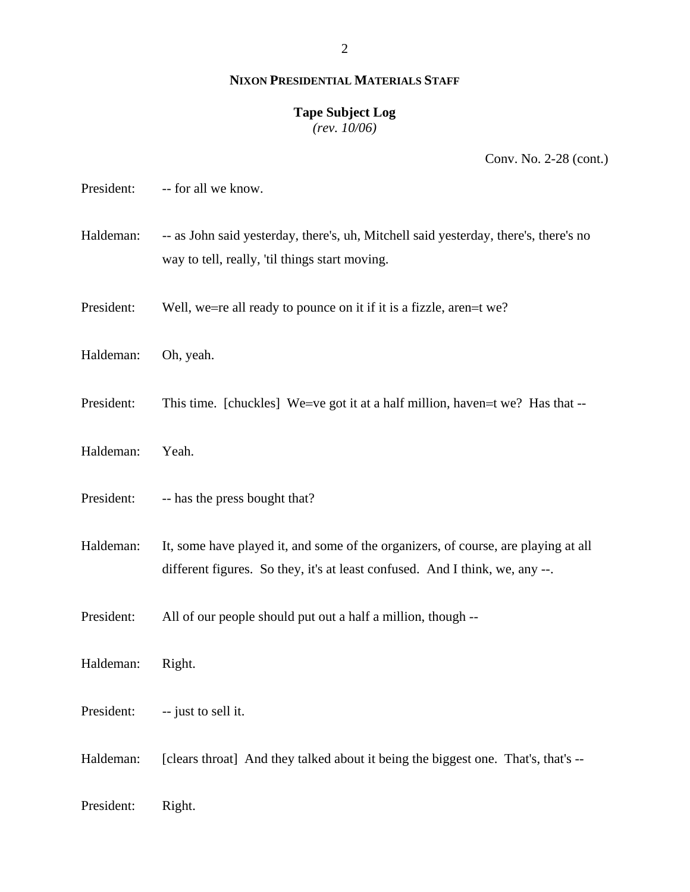**NIXON PRESIDENTIAL MATERIALS STAFF**

**Tape Subject Log**
*(rev. 10/06)*

Conv. No. 2-28 (cont.)

President: -- for all we know.

Haldeman: -- as John said yesterday, there's, uh, Mitchell said yesterday, there's, there's no way to tell, really, 'til things start moving.

President: Well, we=re all ready to pounce on it if it is a fizzle, aren=t we?

Haldeman: Oh, yeah.

President: This time. [chuckles] We=ve got it at a half million, haven=t we? Has that --

Haldeman: Yeah.

President: -- has the press bought that?

Haldeman: It, some have played it, and some of the organizers, of course, are playing at all different figures. So they, it's at least confused. And I think, we, any --.

President: All of our people should put out a half a million, though --

Haldeman: Right.

President: -- just to sell it.

Haldeman: [clears throat] And they talked about it being the biggest one. That's, that's --

President: Right.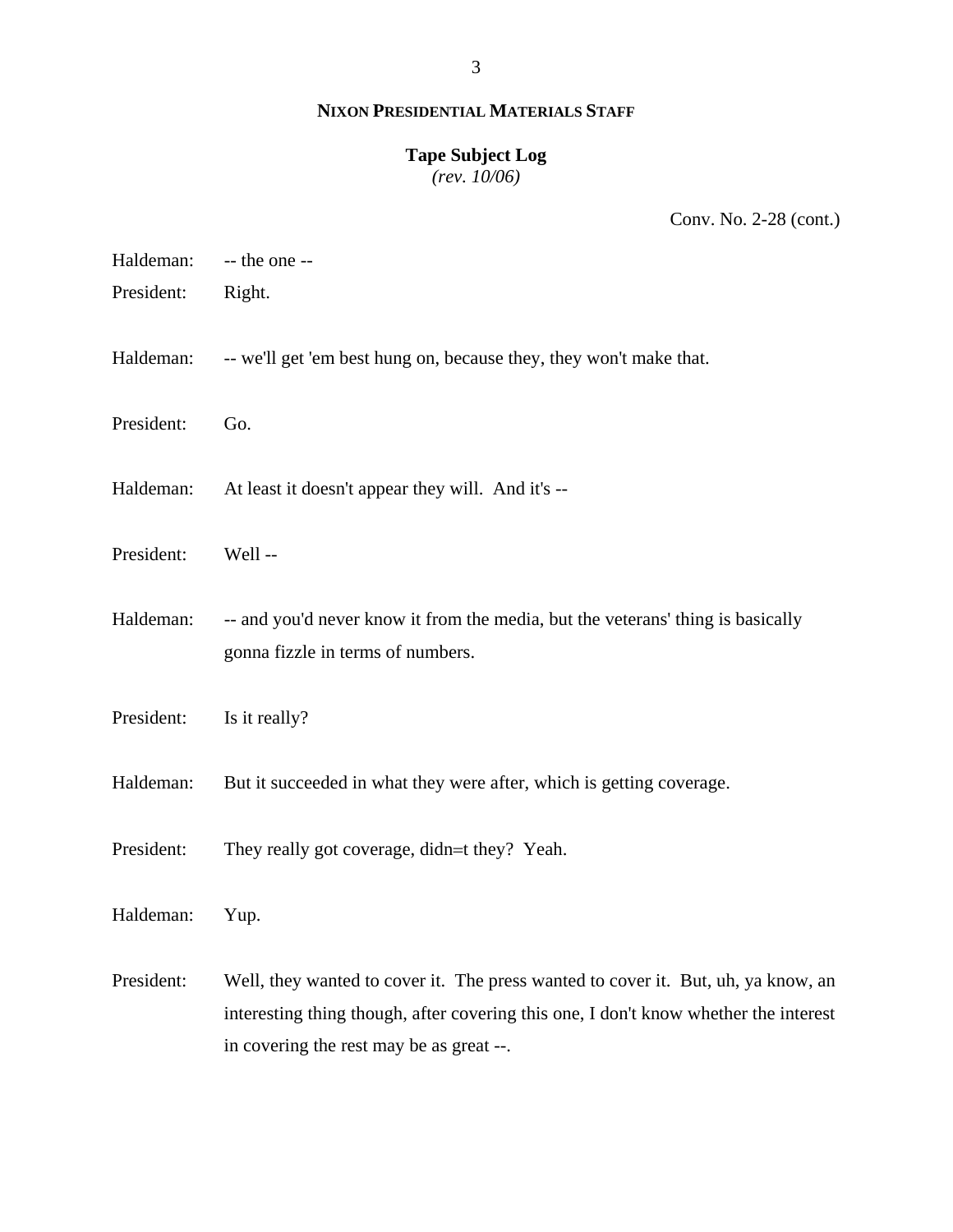**NIXON PRESIDENTIAL MATERIALS STAFF**

**Tape Subject Log**
*(rev. 10/06)*

Conv. No. 2-28 (cont.)

Haldeman: -- the one --

President: Right.

Haldeman: -- we'll get 'em best hung on, because they, they won't make that.

President: Go.

Haldeman: At least it doesn't appear they will. And it's --

President: Well --

Haldeman: -- and you'd never know it from the media, but the veterans' thing is basically gonna fizzle in terms of numbers.

President: Is it really?

Haldeman: But it succeeded in what they were after, which is getting coverage.

President: They really got coverage, didn=t they? Yeah.

Haldeman: Yup.

President: Well, they wanted to cover it. The press wanted to cover it. But, uh, ya know, an interesting thing though, after covering this one, I don't know whether the interest in covering the rest may be as great --.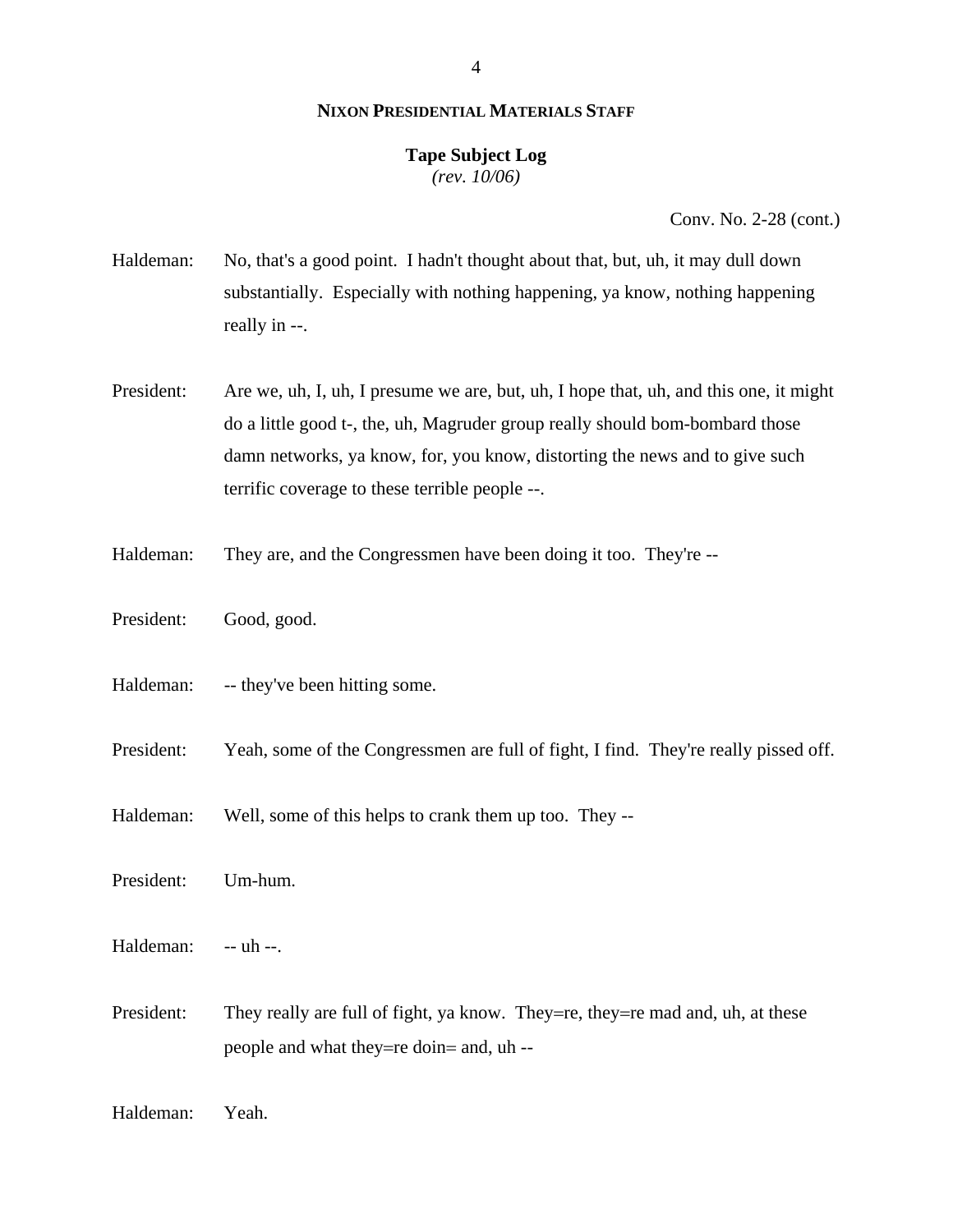**NIXON PRESIDENTIAL MATERIALS STAFF**

**Tape Subject Log**
*(rev. 10/06)*

Conv. No. 2-28 (cont.)

Haldeman: No, that's a good point. I hadn't thought about that, but, uh, it may dull down substantially. Especially with nothing happening, ya know, nothing happening really in --.

President: Are we, uh, I, uh, I presume we are, but, uh, I hope that, uh, and this one, it might do a little good t-, the, uh, Magruder group really should bom-bombard those damn networks, ya know, for, you know, distorting the news and to give such terrific coverage to these terrible people --.

Haldeman: They are, and the Congressmen have been doing it too. They're --

President: Good, good.

Haldeman: -- they've been hitting some.

President: Yeah, some of the Congressmen are full of fight, I find. They're really pissed off.

Haldeman: Well, some of this helps to crank them up too. They --

President: Um-hum.

Haldeman: -- uh --.

President: They really are full of fight, ya know. They=re, they=re mad and, uh, at these people and what they=re doin= and, uh --

Haldeman: Yeah.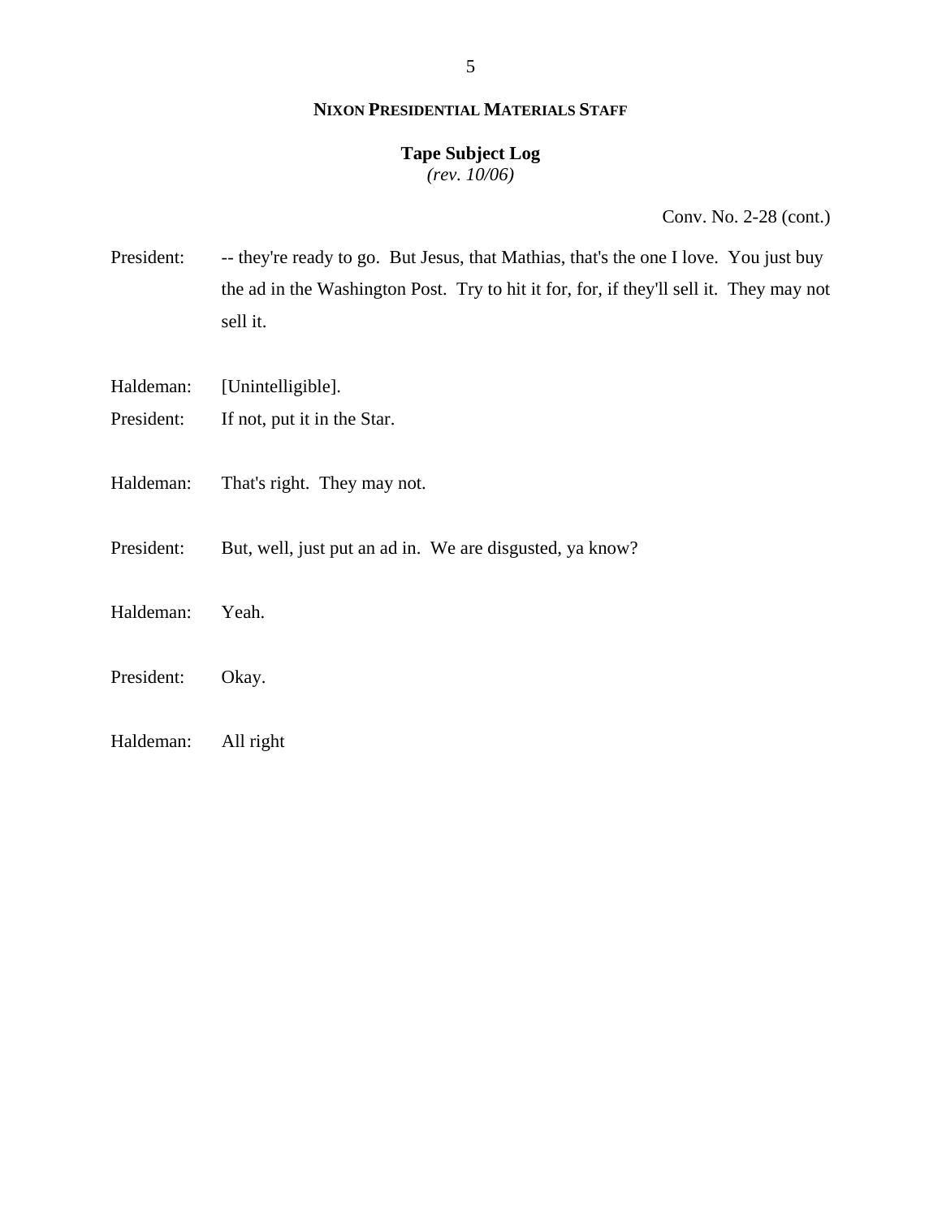**NIXON PRESIDENTIAL MATERIALS STAFF**

**Tape Subject Log**
*(rev. 10/06)*

Conv. No. 2-28 (cont.)

President: -- they're ready to go. But Jesus, that Mathias, that's the one I love. You just buy the ad in the Washington Post. Try to hit it for, for, if they'll sell it. They may not sell it.

Haldeman: [Unintelligible].

President: If not, put it in the Star.

Haldeman: That's right. They may not.

President: But, well, just put an ad in. We are disgusted, ya know?

Haldeman: Yeah.

President: Okay.

Haldeman: All right